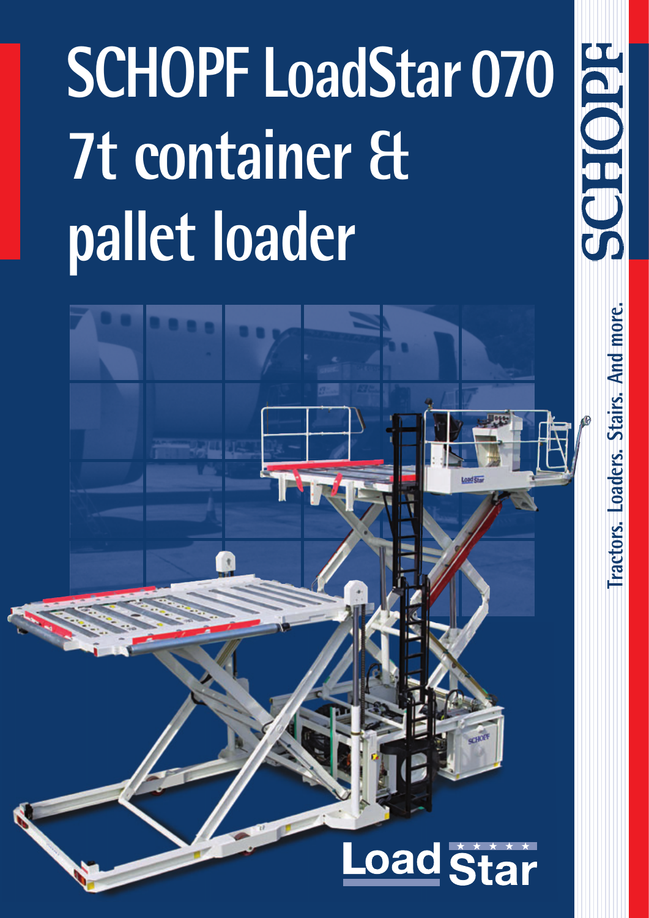# SCHOPF LoadStar 070 7t container & pallet loader

SCHOPF

Tractors. Loaders. Stairs. And more.

Load Star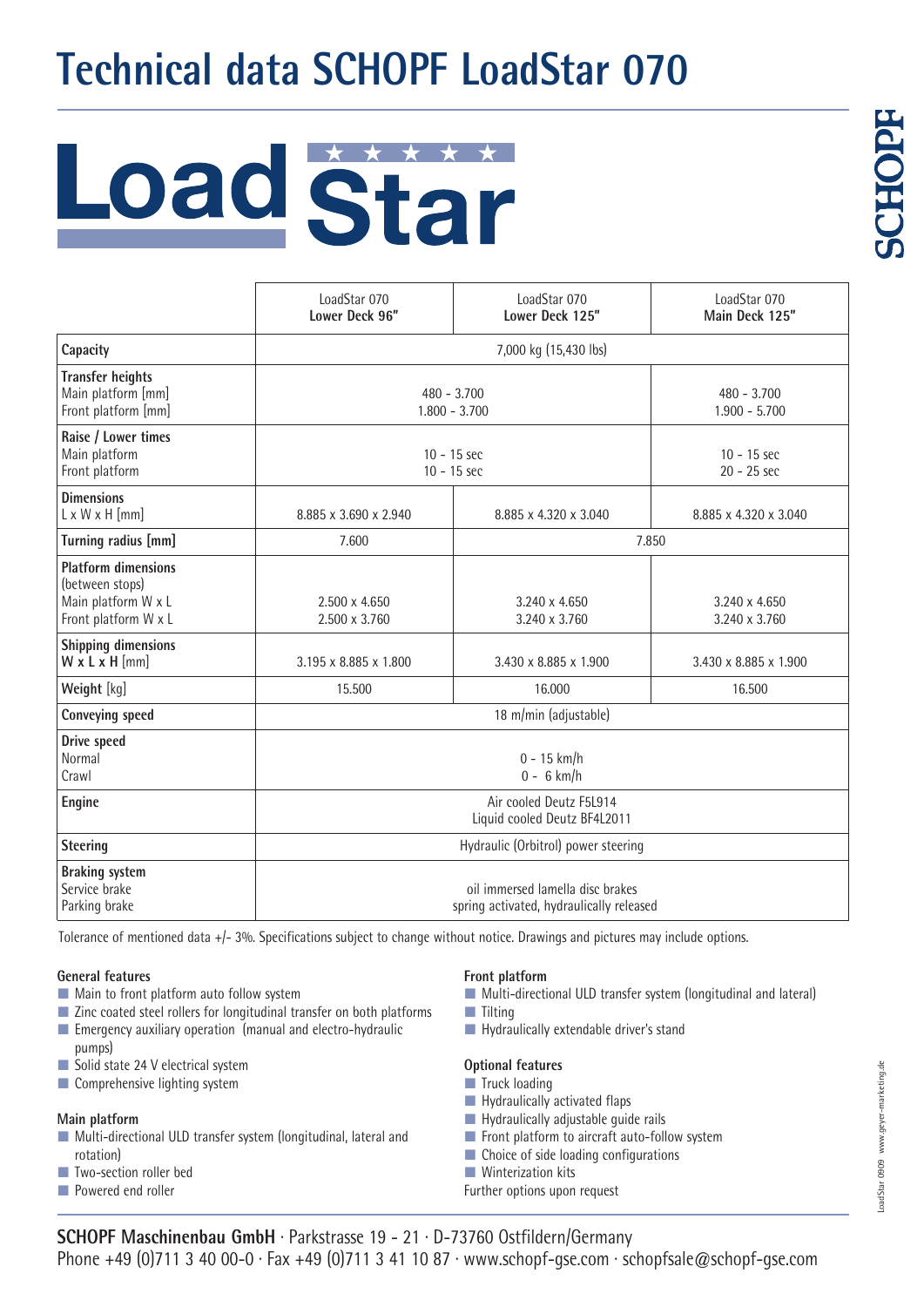# Technical data SCHOPF LoadStar 070

LoadStar

| | LoadStar 070 **Lower Deck 96"** | LoadStar 070 **Lower Deck 125"** | LoadStar 070 **Main Deck 125"** |
|---|---|---|---|
| **Capacity** | 7,000 kg (15,430 lbs) | | |
| **Transfer heights**<br>Main platform [mm]<br>Front platform [mm] | 480 - 3.700<br>1.800 - 3.700 | | 480 - 3.700<br>1.900 - 5.700 |
| **Raise / Lower times**<br>Main platform<br>Front platform | 10 - 15 sec<br>10 - 15 sec | | 10 - 15 sec<br>20 - 25 sec |
| **Dimensions**<br>L x W x H [mm] | 8.885 x 3.690 x 2.940 | 8.885 x 4.320 x 3.040 | 8.885 x 4.320 x 3.040 |
| **Turning radius [mm]** | 7.600 | 7.850 | |
| **Platform dimensions** (between stops)<br>Main platform W x L<br>Front platform W x L | 2.500 x 4.650<br>2.500 x 3.760 | 3.240 x 4.650<br>3.240 x 3.760 | 3.240 x 4.650<br>3.240 x 3.760 |
| **Shipping dimensions**<br>**W x L x H** [mm] | 3.195 x 8.885 x 1.800 | 3.430 x 8.885 x 1.900 | 3.430 x 8.885 x 1.900 |
| **Weight** [kg] | 15.500 | 16.000 | 16.500 |
| **Conveying speed** | 18 m/min (adjustable) | | |
| **Drive speed**<br>Normal<br>Crawl | 0 - 15 km/h<br>0 - 6 km/h | | |
| **Engine** | Air cooled Deutz F5L914<br>Liquid cooled Deutz BF4L2011 | | |
| **Steering** | Hydraulic (Orbitrol) power steering | | |
| **Braking system**<br>Service brake<br>Parking brake | oil immersed lamella disc brakes<br>spring activated, hydraulically released | | |

Tolerance of mentioned data +/- 3%. Specifications subject to change without notice. Drawings and pictures may include options.

**General features**

- Main to front platform auto follow system
- Zinc coated steel rollers for longitudinal transfer on both platforms
- Emergency auxiliary operation (manual and electro-hydraulic pumps)
- Solid state 24 V electrical system
- Comprehensive lighting system

**Main platform**

- Multi-directional ULD transfer system (longitudinal, lateral and rotation)
- Two-section roller bed
- Powered end roller

**Front platform**

- Multi-directional ULD transfer system (longitudinal and lateral)
- Tilting
- Hydraulically extendable driver's stand

**Optional features**

- Truck loading
- Hydraulically activated flaps
- Hydraulically adjustable guide rails
- Front platform to aircraft auto-follow system
- Choice of side loading configurations
- Winterization kits

Further options upon request

**SCHOPF Maschinenbau GmbH** · Parkstrasse 19 - 21 · D-73760 Ostfildern/Germany
Phone +49 (0)711 3 40 00-0 · Fax +49 (0)711 3 41 10 87 · www.schopf-gse.com · schopfsale@schopf-gse.com

LoadStar 0909 www.geyer-marketing.de